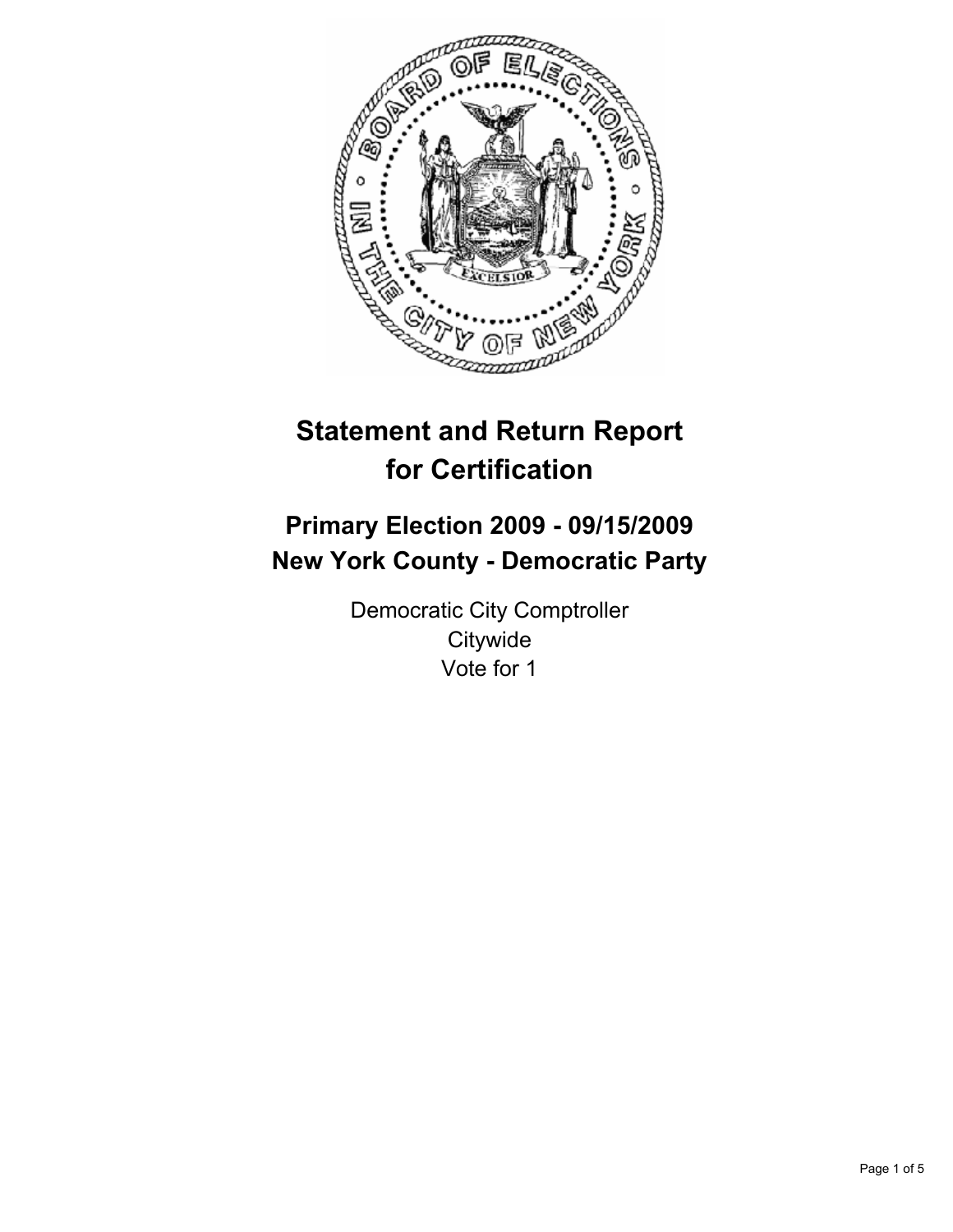# Statement and Return Report for Certification

## Primary Election 2009 - 09/15/2009
## New York County - Democratic Party

Democratic City Comptroller
Citywide
Vote for 1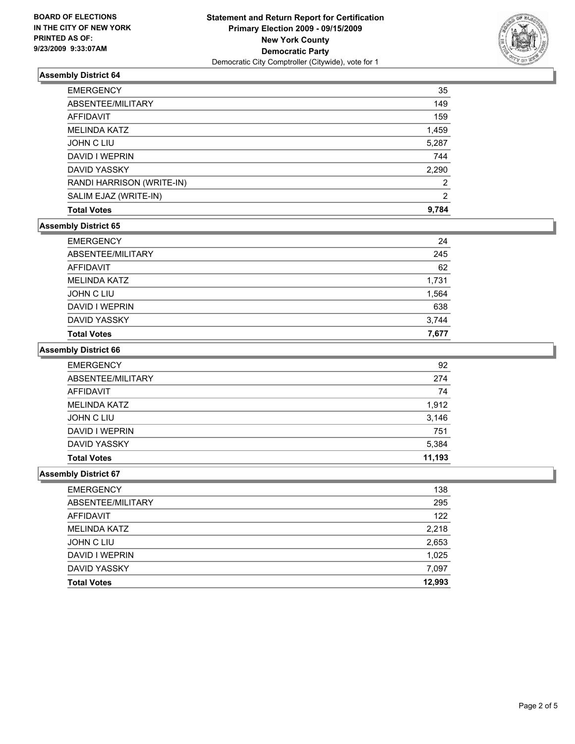**BOARD OF ELECTIONS IN THE CITY OF NEW YORK PRINTED AS OF: 9/23/2009 9:33:07AM**

**Statement and Return Report for Certification**
**Primary Election 2009 - 09/15/2009**
**New York County**
**Democratic Party**
Democratic City Comptroller (Citywide), vote for 1

### Assembly District 64

| | |
|---|---|
| EMERGENCY | 35 |
| ABSENTEE/MILITARY | 149 |
| AFFIDAVIT | 159 |
| MELINDA KATZ | 1,459 |
| JOHN C LIU | 5,287 |
| DAVID I WEPRIN | 744 |
| DAVID YASSKY | 2,290 |
| RANDI HARRISON (WRITE-IN) | 2 |
| SALIM EJAZ (WRITE-IN) | 2 |
| **Total Votes** | **9,784** |

### Assembly District 65

| | |
|---|---|
| EMERGENCY | 24 |
| ABSENTEE/MILITARY | 245 |
| AFFIDAVIT | 62 |
| MELINDA KATZ | 1,731 |
| JOHN C LIU | 1,564 |
| DAVID I WEPRIN | 638 |
| DAVID YASSKY | 3,744 |
| **Total Votes** | **7,677** |

### Assembly District 66

| | |
|---|---|
| EMERGENCY | 92 |
| ABSENTEE/MILITARY | 274 |
| AFFIDAVIT | 74 |
| MELINDA KATZ | 1,912 |
| JOHN C LIU | 3,146 |
| DAVID I WEPRIN | 751 |
| DAVID YASSKY | 5,384 |
| **Total Votes** | **11,193** |

### Assembly District 67

| | |
|---|---|
| EMERGENCY | 138 |
| ABSENTEE/MILITARY | 295 |
| AFFIDAVIT | 122 |
| MELINDA KATZ | 2,218 |
| JOHN C LIU | 2,653 |
| DAVID I WEPRIN | 1,025 |
| DAVID YASSKY | 7,097 |
| **Total Votes** | **12,993** |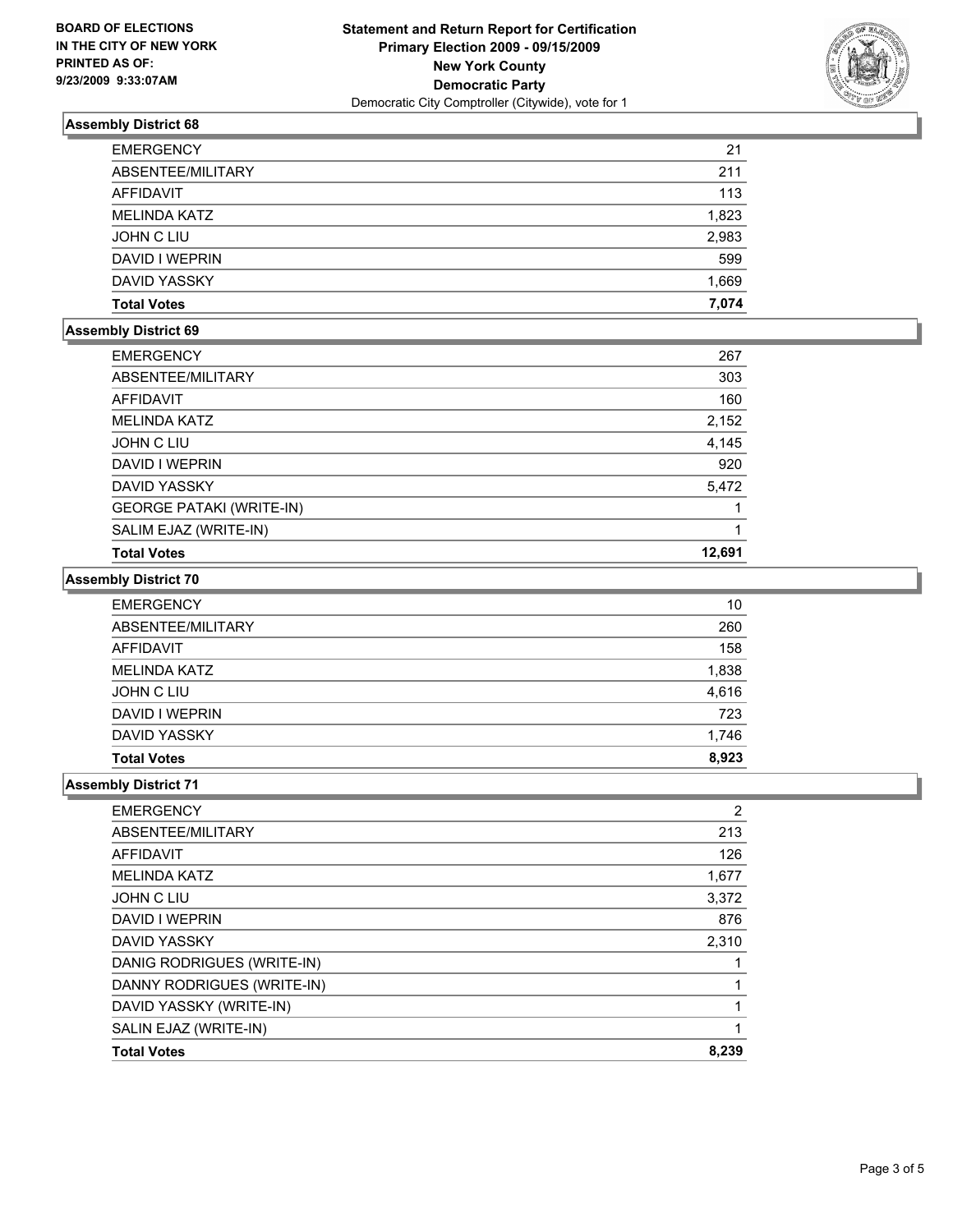BOARD OF ELECTIONS
IN THE CITY OF NEW YORK
PRINTED AS OF:
9/23/2009 9:33:07AM

**Statement and Return Report for Certification**
**Primary Election 2009 - 09/15/2009**
**New York County**
**Democratic Party**
Democratic City Comptroller (Citywide), vote for 1

### Assembly District 68

| | |
|---|---|
| EMERGENCY | 21 |
| ABSENTEE/MILITARY | 211 |
| AFFIDAVIT | 113 |
| MELINDA KATZ | 1,823 |
| JOHN C LIU | 2,983 |
| DAVID I WEPRIN | 599 |
| DAVID YASSKY | 1,669 |
| **Total Votes** | **7,074** |

### Assembly District 69

| | |
|---|---|
| EMERGENCY | 267 |
| ABSENTEE/MILITARY | 303 |
| AFFIDAVIT | 160 |
| MELINDA KATZ | 2,152 |
| JOHN C LIU | 4,145 |
| DAVID I WEPRIN | 920 |
| DAVID YASSKY | 5,472 |
| GEORGE PATAKI (WRITE-IN) | 1 |
| SALIM EJAZ (WRITE-IN) | 1 |
| **Total Votes** | **12,691** |

### Assembly District 70

| | |
|---|---|
| EMERGENCY | 10 |
| ABSENTEE/MILITARY | 260 |
| AFFIDAVIT | 158 |
| MELINDA KATZ | 1,838 |
| JOHN C LIU | 4,616 |
| DAVID I WEPRIN | 723 |
| DAVID YASSKY | 1,746 |
| **Total Votes** | **8,923** |

### Assembly District 71

| | |
|---|---|
| EMERGENCY | 2 |
| ABSENTEE/MILITARY | 213 |
| AFFIDAVIT | 126 |
| MELINDA KATZ | 1,677 |
| JOHN C LIU | 3,372 |
| DAVID I WEPRIN | 876 |
| DAVID YASSKY | 2,310 |
| DANIG RODRIGUES (WRITE-IN) | 1 |
| DANNY RODRIGUES (WRITE-IN) | 1 |
| DAVID YASSKY (WRITE-IN) | 1 |
| SALIN EJAZ (WRITE-IN) | 1 |
| **Total Votes** | **8,239** |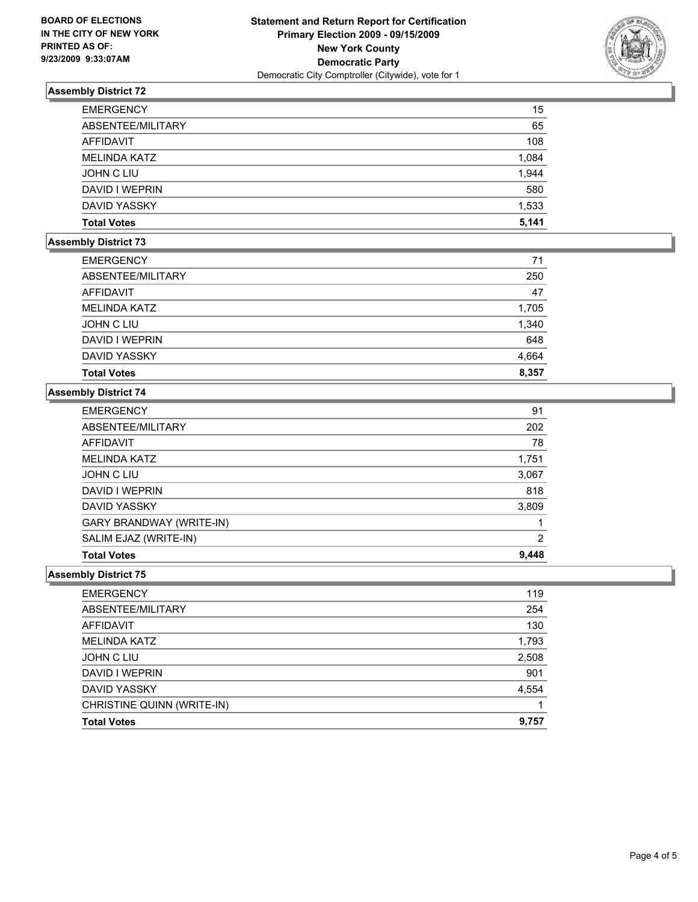**BOARD OF ELECTIONS IN THE CITY OF NEW YORK PRINTED AS OF: 9/23/2009 9:33:07AM**

**Statement and Return Report for Certification**
**Primary Election 2009 - 09/15/2009**
**New York County**
**Democratic Party**
Democratic City Comptroller (Citywide), vote for 1

### Assembly District 72

| | |
|---|---|
| EMERGENCY | 15 |
| ABSENTEE/MILITARY | 65 |
| AFFIDAVIT | 108 |
| MELINDA KATZ | 1,084 |
| JOHN C LIU | 1,944 |
| DAVID I WEPRIN | 580 |
| DAVID YASSKY | 1,533 |
| **Total Votes** | **5,141** |

### Assembly District 73

| | |
|---|---|
| EMERGENCY | 71 |
| ABSENTEE/MILITARY | 250 |
| AFFIDAVIT | 47 |
| MELINDA KATZ | 1,705 |
| JOHN C LIU | 1,340 |
| DAVID I WEPRIN | 648 |
| DAVID YASSKY | 4,664 |
| **Total Votes** | **8,357** |

### Assembly District 74

| | |
|---|---|
| EMERGENCY | 91 |
| ABSENTEE/MILITARY | 202 |
| AFFIDAVIT | 78 |
| MELINDA KATZ | 1,751 |
| JOHN C LIU | 3,067 |
| DAVID I WEPRIN | 818 |
| DAVID YASSKY | 3,809 |
| GARY BRANDWAY (WRITE-IN) | 1 |
| SALIM EJAZ (WRITE-IN) | 2 |
| **Total Votes** | **9,448** |

### Assembly District 75

| | |
|---|---|
| EMERGENCY | 119 |
| ABSENTEE/MILITARY | 254 |
| AFFIDAVIT | 130 |
| MELINDA KATZ | 1,793 |
| JOHN C LIU | 2,508 |
| DAVID I WEPRIN | 901 |
| DAVID YASSKY | 4,554 |
| CHRISTINE QUINN (WRITE-IN) | 1 |
| **Total Votes** | **9,757** |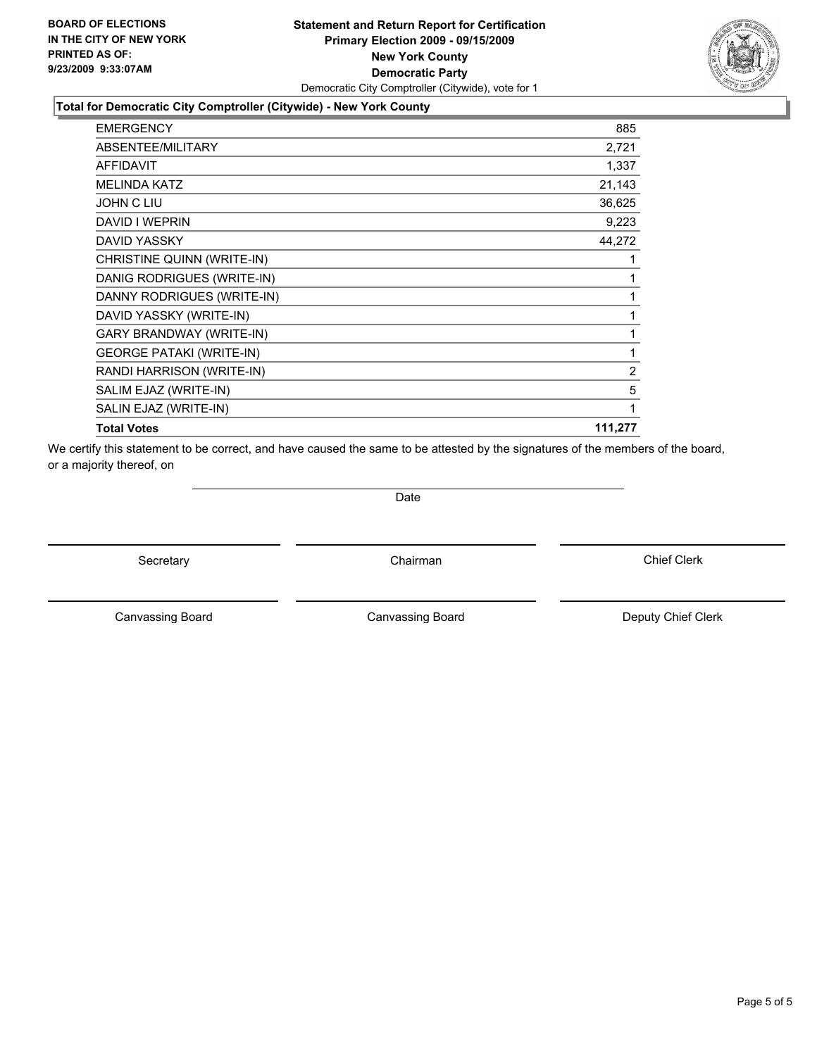**BOARD OF ELECTIONS IN THE CITY OF NEW YORK PRINTED AS OF: 9/23/2009 9:33:07AM**

**Statement and Return Report for Certification**
**Primary Election 2009 - 09/15/2009**
**New York County**
**Democratic Party**
Democratic City Comptroller (Citywide), vote for 1

### Total for Democratic City Comptroller (Citywide) - New York County

| | |
|---|---|
| EMERGENCY | 885 |
| ABSENTEE/MILITARY | 2,721 |
| AFFIDAVIT | 1,337 |
| MELINDA KATZ | 21,143 |
| JOHN C LIU | 36,625 |
| DAVID I WEPRIN | 9,223 |
| DAVID YASSKY | 44,272 |
| CHRISTINE QUINN (WRITE-IN) | 1 |
| DANIG RODRIGUES (WRITE-IN) | 1 |
| DANNY RODRIGUES (WRITE-IN) | 1 |
| DAVID YASSKY (WRITE-IN) | 1 |
| GARY BRANDWAY (WRITE-IN) | 1 |
| GEORGE PATAKI (WRITE-IN) | 1 |
| RANDI HARRISON (WRITE-IN) | 2 |
| SALIM EJAZ (WRITE-IN) | 5 |
| SALIN EJAZ (WRITE-IN) | 1 |
| **Total Votes** | **111,277** |

We certify this statement to be correct, and have caused the same to be attested by the signatures of the members of the board, or a majority thereof, on

Date

Secretary | Chairman | Chief Clerk

Canvassing Board | Canvassing Board | Deputy Chief Clerk